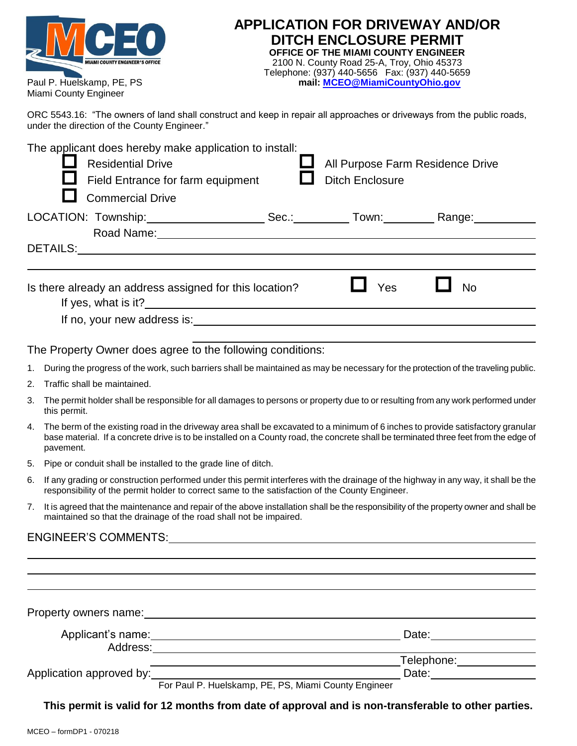MCEO
MIAMI COUNTY ENGINEER'S OFFICE

Paul P. Huelskamp, PE, PS
Miami County Engineer

# APPLICATION FOR DRIVEWAY AND/OR DITCH ENCLOSURE PERMIT

**OFFICE OF THE MIAMI COUNTY ENGINEER**
2100 N. County Road 25-A, Troy, Ohio 45373
Telephone: (937) 440-5656 Fax: (937) 440-5659
**mail: MCEO@MiamiCountyOhio.gov**

ORC 5543.16: "The owners of land shall construct and keep in repair all approaches or driveways from the public roads, under the direction of the County Engineer."

The applicant does hereby make application to install:

- ☐ Residential Drive
- ☐ Field Entrance for farm equipment
- ☐ Commercial Drive
- ☐ All Purpose Farm Residence Drive
- ☐ Ditch Enclosure

LOCATION: Township:__________ Sec.:__________ Town:__________ Range:__________

Road Name:______________________________

DETAILS:______________________________

______________________________

Is there already an address assigned for this location? ☐ Yes ☐ No

If yes, what is it?______________________________

If no, your new address is:______________________________

______________________________

The Property Owner does agree to the following conditions:

1. During the progress of the work, such barriers shall be maintained as may be necessary for the protection of the traveling public.
2. Traffic shall be maintained.
3. The permit holder shall be responsible for all damages to persons or property due to or resulting from any work performed under this permit.
4. The berm of the existing road in the driveway area shall be excavated to a minimum of 6 inches to provide satisfactory granular base material. If a concrete drive is to be installed on a County road, the concrete shall be terminated three feet from the edge of pavement.
5. Pipe or conduit shall be installed to the grade line of ditch.
6. If any grading or construction performed under this permit interferes with the drainage of the highway in any way, it shall be the responsibility of the permit holder to correct same to the satisfaction of the County Engineer.
7. It is agreed that the maintenance and repair of the above installation shall be the responsibility of the property owner and shall be maintained so that the drainage of the road shall not be impaired.

ENGINEER'S COMMENTS:______________________________

______________________________

______________________________

______________________________

Property owners name:______________________________

Applicant's name:______________________________ Date:__________

Address:______________________________

______________________________ Telephone:__________

Application approved by:______________________________ Date:__________

For Paul P. Huelskamp, PE, PS, Miami County Engineer

**This permit is valid for 12 months from date of approval and is non-transferable to other parties.**

MCEO – formDP1 - 070218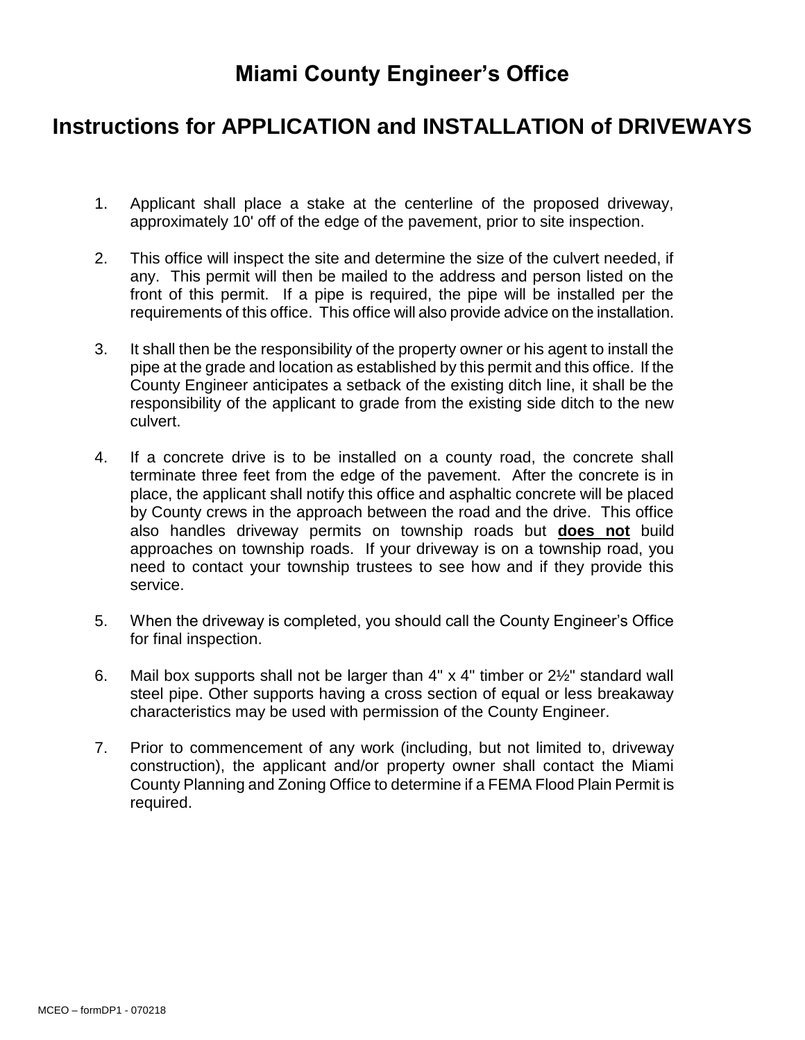# Miami County Engineer's Office

## Instructions for APPLICATION and INSTALLATION of DRIVEWAYS

1. Applicant shall place a stake at the centerline of the proposed driveway, approximately 10' off of the edge of the pavement, prior to site inspection.

2. This office will inspect the site and determine the size of the culvert needed, if any. This permit will then be mailed to the address and person listed on the front of this permit. If a pipe is required, the pipe will be installed per the requirements of this office. This office will also provide advice on the installation.

3. It shall then be the responsibility of the property owner or his agent to install the pipe at the grade and location as established by this permit and this office. If the County Engineer anticipates a setback of the existing ditch line, it shall be the responsibility of the applicant to grade from the existing side ditch to the new culvert.

4. If a concrete drive is to be installed on a county road, the concrete shall terminate three feet from the edge of the pavement. After the concrete is in place, the applicant shall notify this office and asphaltic concrete will be placed by County crews in the approach between the road and the drive. This office also handles driveway permits on township roads but **<u>does not</u>** build approaches on township roads. If your driveway is on a township road, you need to contact your township trustees to see how and if they provide this service.

5. When the driveway is completed, you should call the County Engineer's Office for final inspection.

6. Mail box supports shall not be larger than 4" x 4" timber or 2½" standard wall steel pipe. Other supports having a cross section of equal or less breakaway characteristics may be used with permission of the County Engineer.

7. Prior to commencement of any work (including, but not limited to, driveway construction), the applicant and/or property owner shall contact the Miami County Planning and Zoning Office to determine if a FEMA Flood Plain Permit is required.

MCEO – formDP1 - 070218